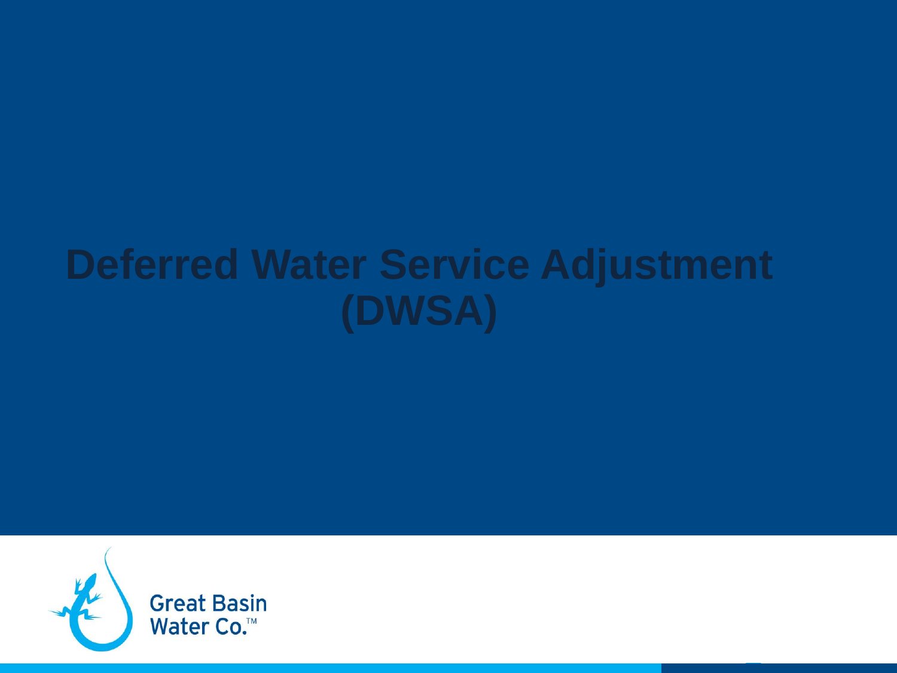# Deferred Water Service Adjustment (DWSA)

Great Basin Water Co.™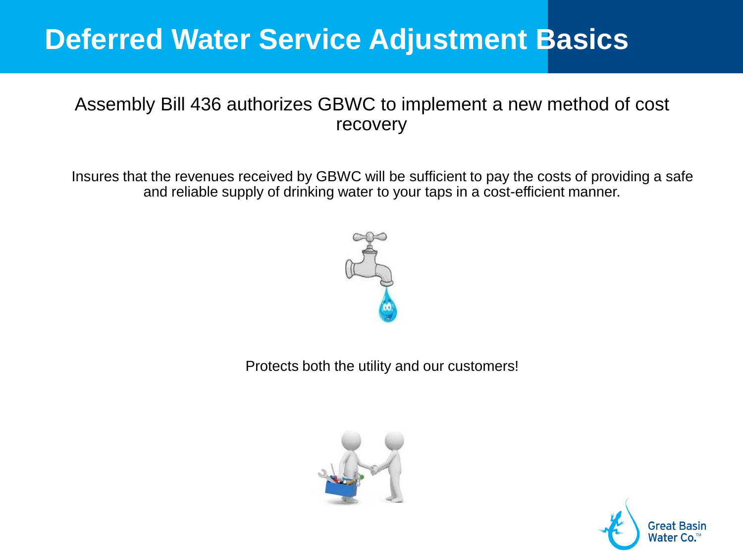# Deferred Water Service Adjustment Basics

Assembly Bill 436 authorizes GBWC to implement a new method of cost recovery

Insures that the revenues received by GBWC will be sufficient to pay the costs of providing a safe and reliable supply of drinking water to your taps in a cost-efficient manner.

Protects both the utility and our customers!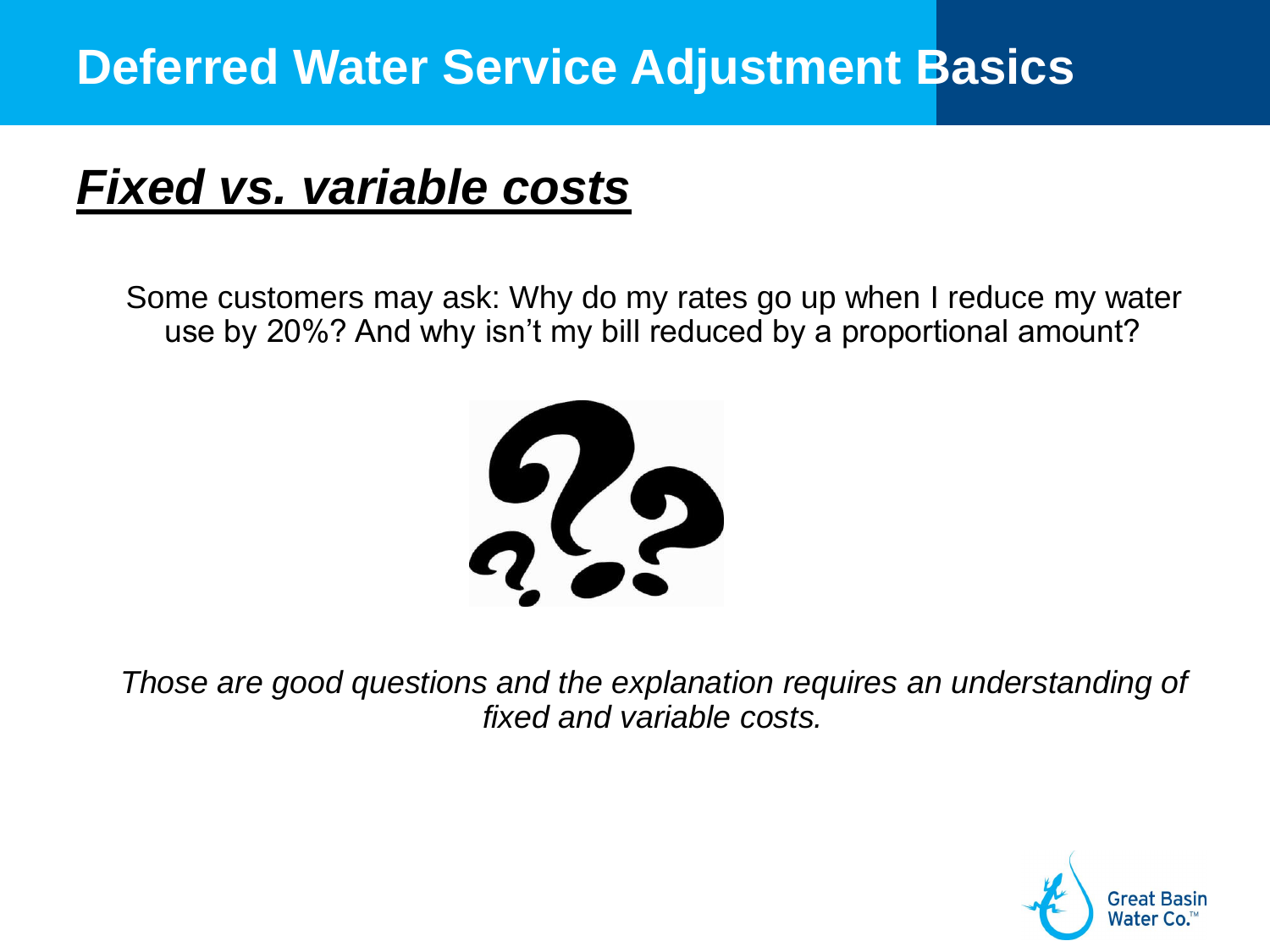# Deferred Water Service Adjustment Basics

## ***Fixed vs. variable costs***

Some customers may ask: Why do my rates go up when I reduce my water use by 20%? And why isn't my bill reduced by a proportional amount?

*Those are good questions and the explanation requires an understanding of fixed and variable costs.*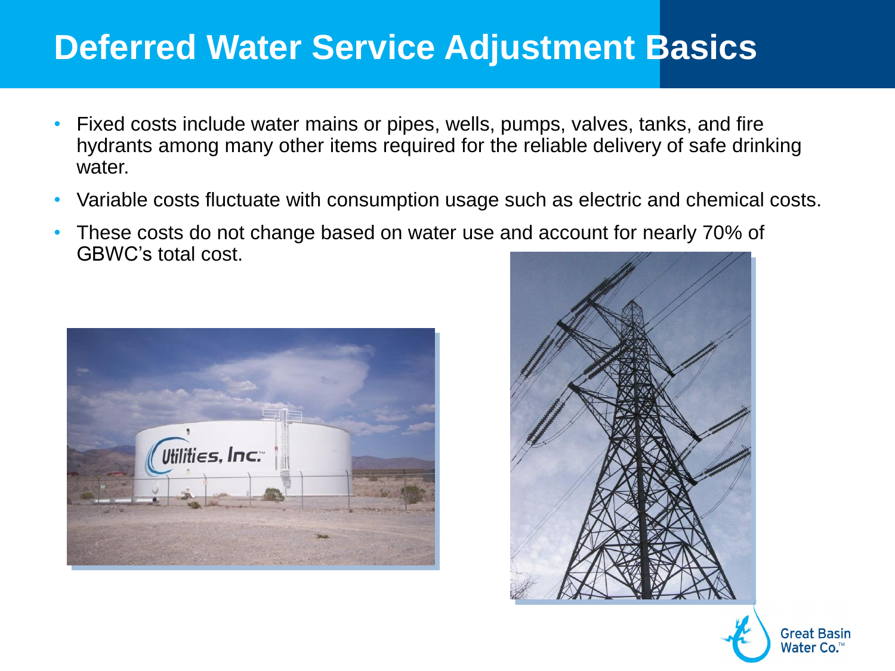# Deferred Water Service Adjustment Basics

- Fixed costs include water mains or pipes, wells, pumps, valves, tanks, and fire hydrants among many other items required for the reliable delivery of safe drinking water.
- Variable costs fluctuate with consumption usage such as electric and chemical costs.
- These costs do not change based on water use and account for nearly 70% of GBWC's total cost.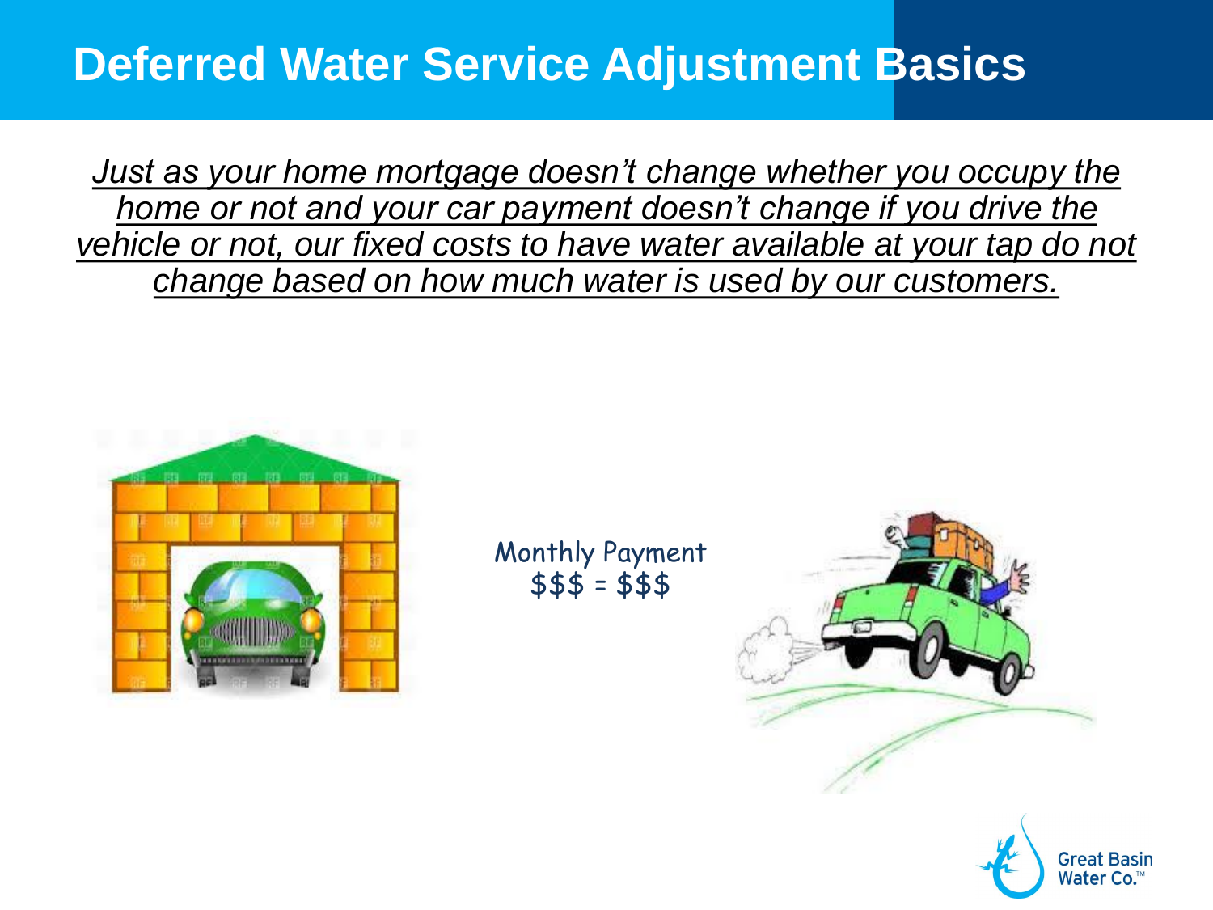# Deferred Water Service Adjustment Basics

*Just as your home mortgage doesn't change whether you occupy the home or not and your car payment doesn't change if you drive the vehicle or not, our fixed costs to have water available at your tap do not change based on how much water is used by our customers.*

Monthly Payment
$$$ = $$$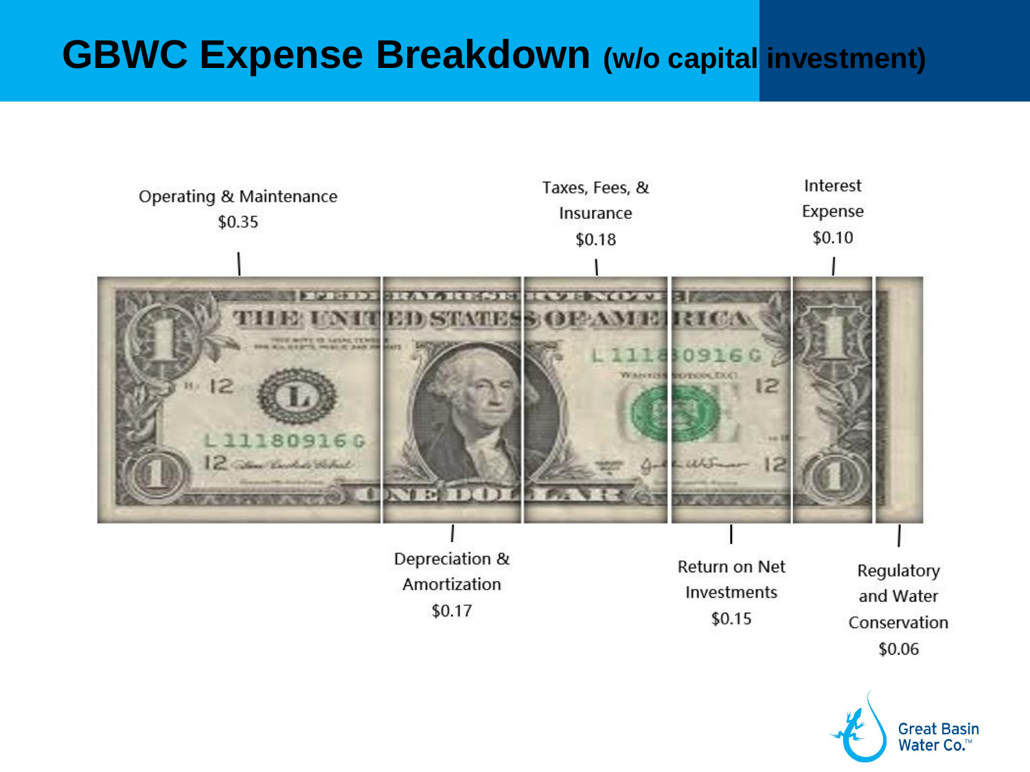# GBWC Expense Breakdown (w/o capital investment)

Operating & Maintenance $0.35

Depreciation & Amortization $0.17

Taxes, Fees, & Insurance $0.18

Return on Net Investments $0.15

Interest Expense $0.10

Regulatory and Water Conservation $0.06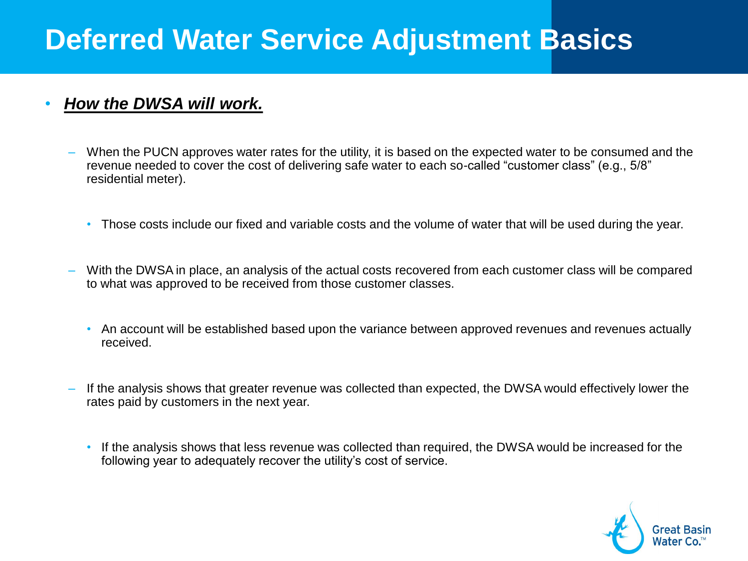# Deferred Water Service Adjustment Basics

- ***How the DWSA will work.***
  - When the PUCN approves water rates for the utility, it is based on the expected water to be consumed and the revenue needed to cover the cost of delivering safe water to each so-called "customer class" (e.g., 5/8" residential meter).
    - Those costs include our fixed and variable costs and the volume of water that will be used during the year.
  - With the DWSA in place, an analysis of the actual costs recovered from each customer class will be compared to what was approved to be received from those customer classes.
    - An account will be established based upon the variance between approved revenues and revenues actually received.
  - If the analysis shows that greater revenue was collected than expected, the DWSA would effectively lower the rates paid by customers in the next year.
    - If the analysis shows that less revenue was collected than required, the DWSA would be increased for the following year to adequately recover the utility's cost of service.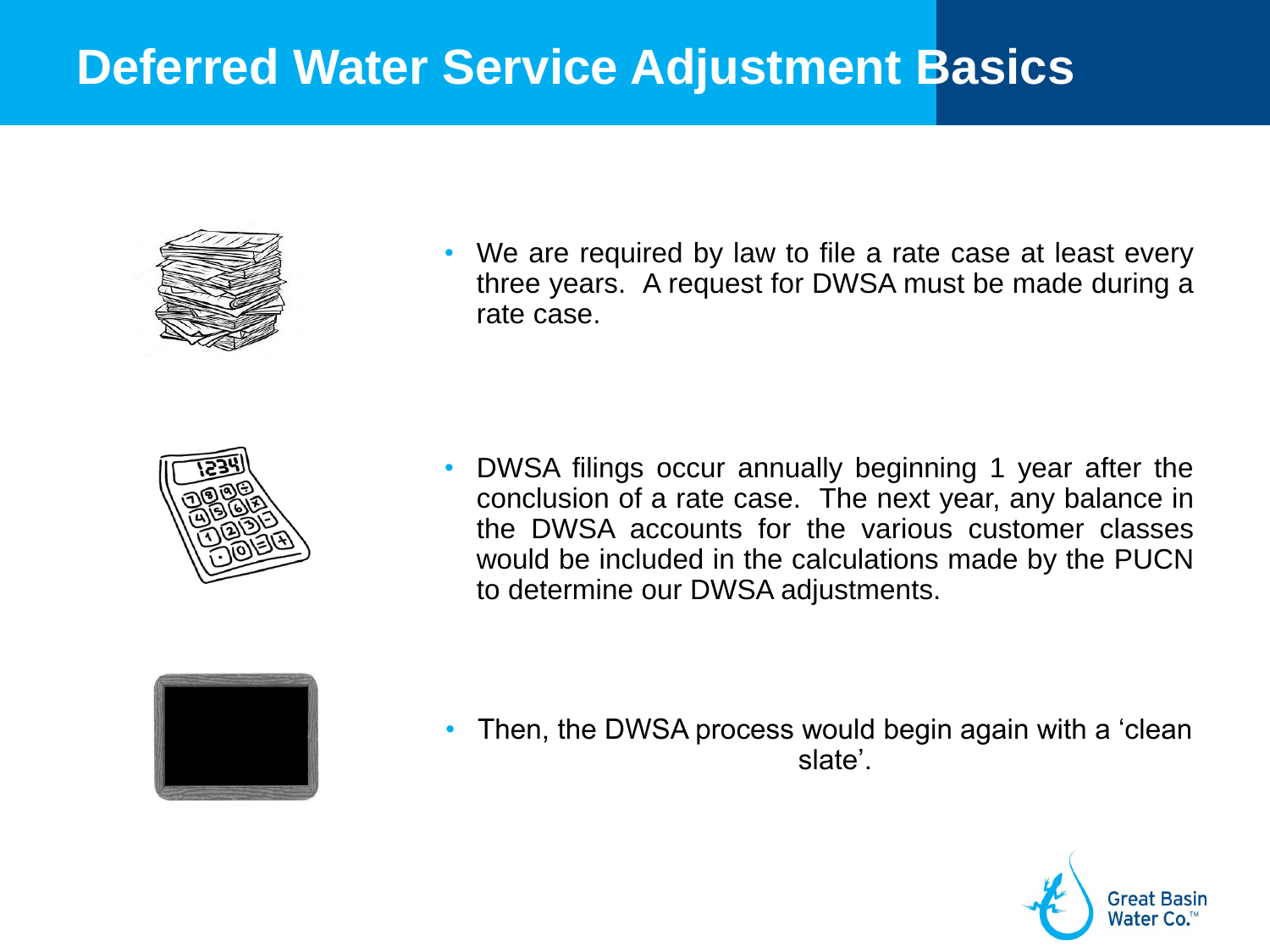# Deferred Water Service Adjustment Basics

- We are required by law to file a rate case at least every three years. A request for DWSA must be made during a rate case.

- DWSA filings occur annually beginning 1 year after the conclusion of a rate case. The next year, any balance in the DWSA accounts for the various customer classes would be included in the calculations made by the PUCN to determine our DWSA adjustments.

- Then, the DWSA process would begin again with a 'clean slate'.

Great Basin Water Co.™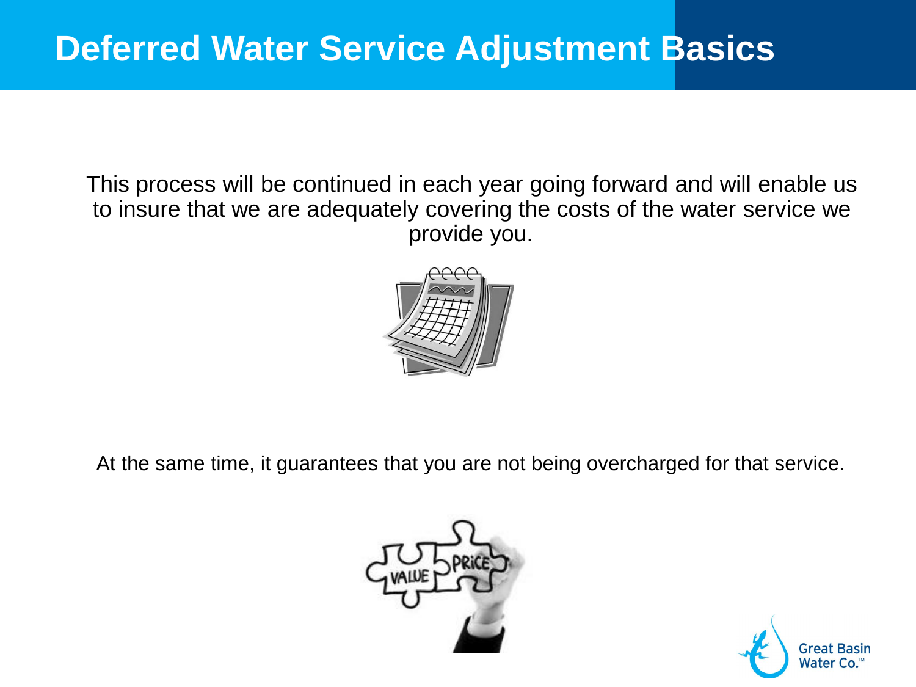# Deferred Water Service Adjustment Basics

This process will be continued in each year going forward and will enable us to insure that we are adequately covering the costs of the water service we provide you.

At the same time, it guarantees that you are not being overcharged for that service.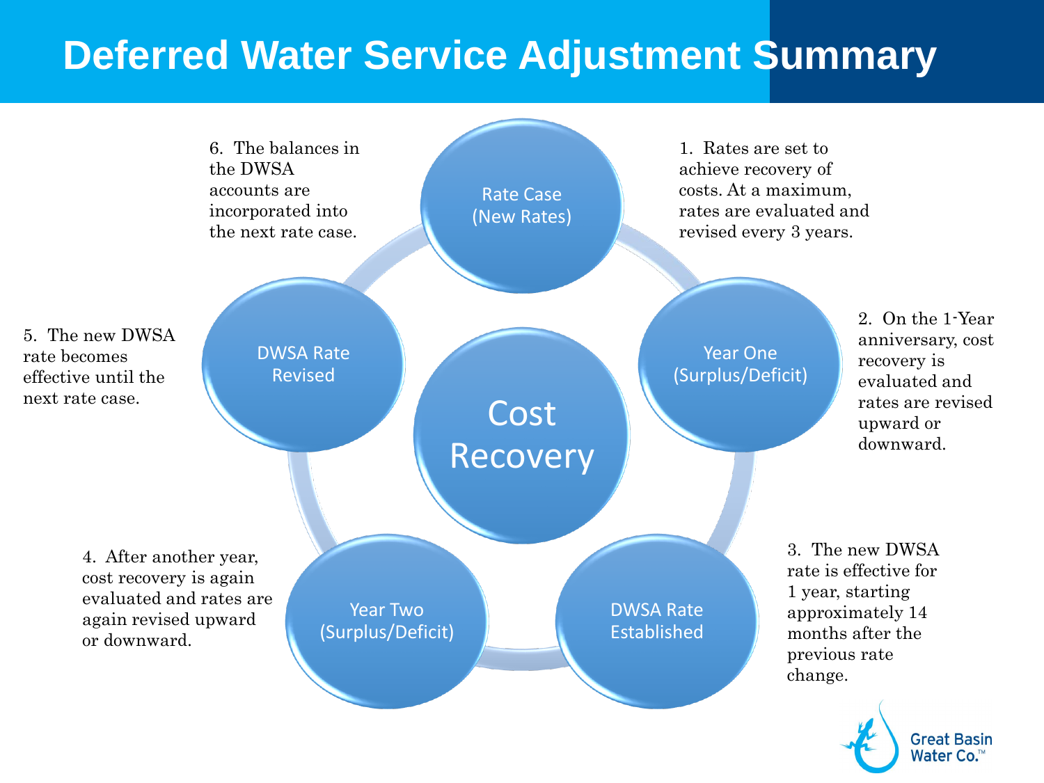# Deferred Water Service Adjustment Summary

Rate Case (New Rates)

Year One (Surplus/Deficit)

DWSA Rate Established

Year Two (Surplus/Deficit)

DWSA Rate Revised

Cost Recovery

1. Rates are set to achieve recovery of costs. At a maximum, rates are evaluated and revised every 3 years.

2. On the 1-Year anniversary, cost recovery is evaluated and rates are revised upward or downward.

3. The new DWSA rate is effective for 1 year, starting approximately 14 months after the previous rate change.

4. After another year, cost recovery is again evaluated and rates are again revised upward or downward.

5. The new DWSA rate becomes effective until the next rate case.

6. The balances in the DWSA accounts are incorporated into the next rate case.

Great Basin Water Co.™